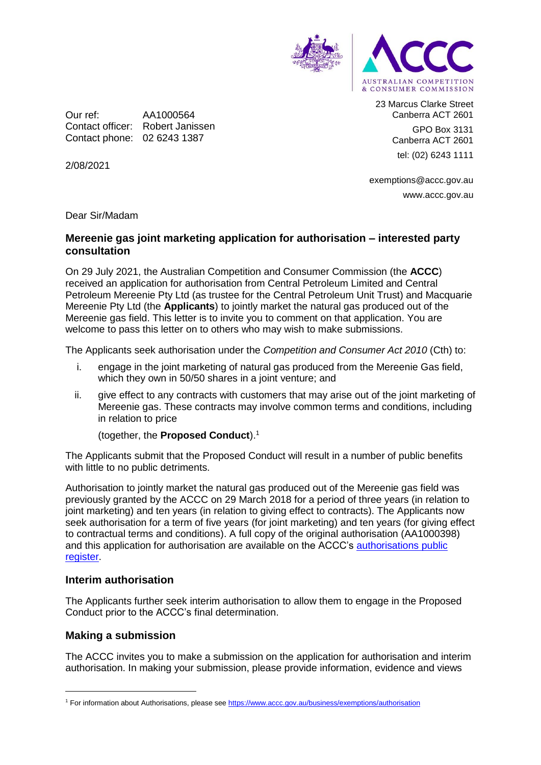23 Marcus Clarke Street
Canberra ACT 2601

GPO Box 3131
Canberra ACT 2601

tel: (02) 6243 1111

exemptions@accc.gov.au
www.accc.gov.au

Our ref: AA1000564
Contact officer: Robert Janissen
Contact phone: 02 6243 1387

2/08/2021

Dear Sir/Madam

## Mereenie gas joint marketing application for authorisation – interested party consultation

On 29 July 2021, the Australian Competition and Consumer Commission (the **ACCC**) received an application for authorisation from Central Petroleum Limited and Central Petroleum Mereenie Pty Ltd (as trustee for the Central Petroleum Unit Trust) and Macquarie Mereenie Pty Ltd (the **Applicants**) to jointly market the natural gas produced out of the Mereenie gas field. This letter is to invite you to comment on that application. You are welcome to pass this letter on to others who may wish to make submissions.

The Applicants seek authorisation under the *Competition and Consumer Act 2010* (Cth) to:

i. engage in the joint marketing of natural gas produced from the Mereenie Gas field, which they own in 50/50 shares in a joint venture; and

ii. give effect to any contracts with customers that may arise out of the joint marketing of Mereenie gas. These contracts may involve common terms and conditions, including in relation to price

(together, the **Proposed Conduct**).[1]

The Applicants submit that the Proposed Conduct will result in a number of public benefits with little to no public detriments.

Authorisation to jointly market the natural gas produced out of the Mereenie gas field was previously granted by the ACCC on 29 March 2018 for a period of three years (in relation to joint marketing) and ten years (in relation to giving effect to contracts). The Applicants now seek authorisation for a term of five years (for joint marketing) and ten years (for giving effect to contractual terms and conditions). A full copy of the original authorisation (AA1000398) and this application for authorisation are available on the ACCC's authorisations public register.

### Interim authorisation

The Applicants further seek interim authorisation to allow them to engage in the Proposed Conduct prior to the ACCC's final determination.

### Making a submission

The ACCC invites you to make a submission on the application for authorisation and interim authorisation. In making your submission, please provide information, evidence and views

[1] For information about Authorisations, please see https://www.accc.gov.au/business/exemptions/authorisation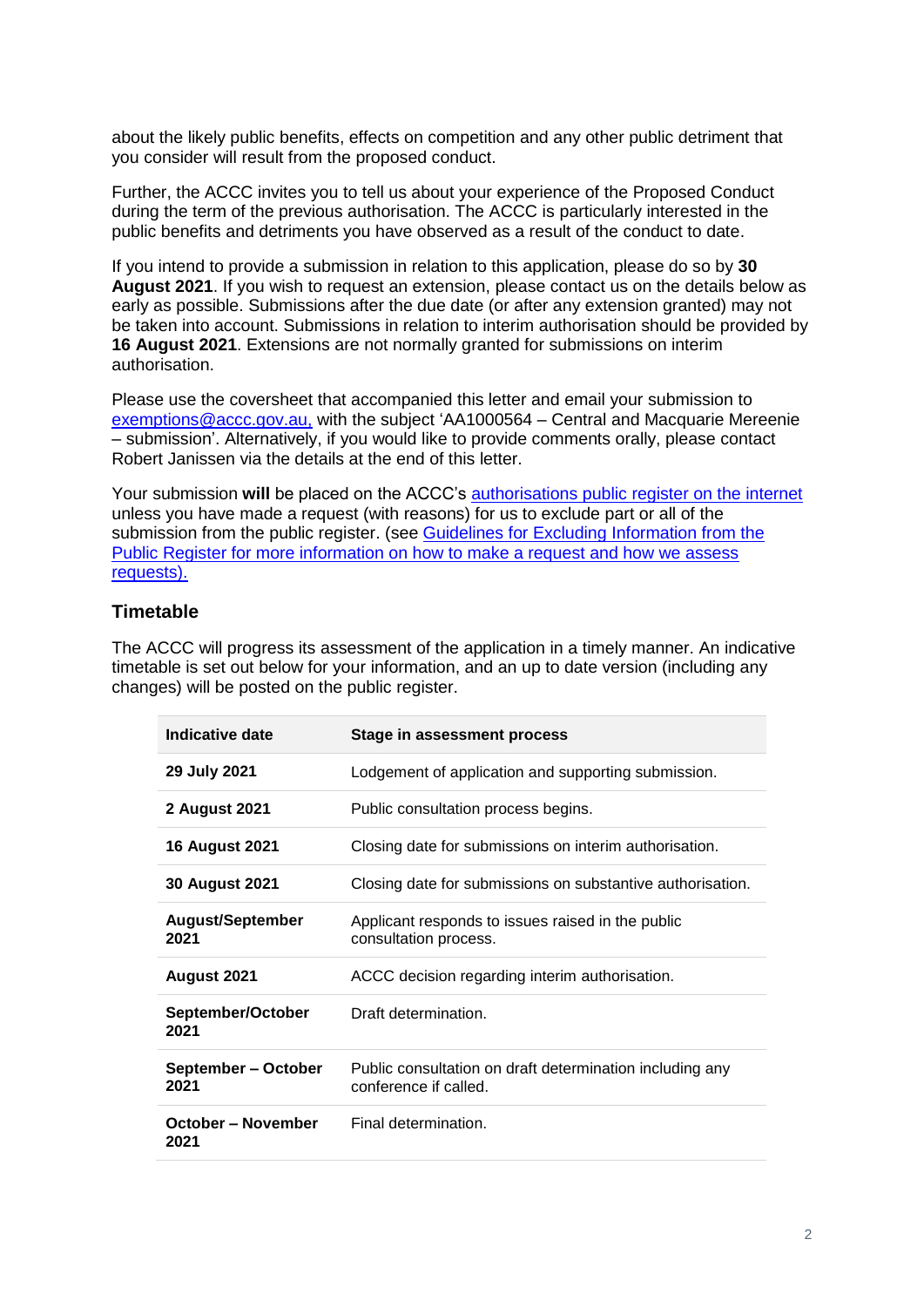about the likely public benefits, effects on competition and any other public detriment that you consider will result from the proposed conduct.

Further, the ACCC invites you to tell us about your experience of the Proposed Conduct during the term of the previous authorisation. The ACCC is particularly interested in the public benefits and detriments you have observed as a result of the conduct to date.

If you intend to provide a submission in relation to this application, please do so by **30 August 2021**. If you wish to request an extension, please contact us on the details below as early as possible. Submissions after the due date (or after any extension granted) may not be taken into account. Submissions in relation to interim authorisation should be provided by **16 August 2021**. Extensions are not normally granted for submissions on interim authorisation.

Please use the coversheet that accompanied this letter and email your submission to [exemptions@accc.gov.au,](mailto:exemptions@accc.gov.au) with the subject 'AA1000564 – Central and Macquarie Mereenie – submission'. Alternatively, if you would like to provide comments orally, please contact Robert Janissen via the details at the end of this letter.

Your submission **will** be placed on the ACCC's [authorisations public register on the internet](#) unless you have made a request (with reasons) for us to exclude part or all of the submission from the public register. (see [Guidelines for Excluding Information from the Public Register for more information on how to make a request and how we assess requests).](#)

## Timetable

The ACCC will progress its assessment of the application in a timely manner. An indicative timetable is set out below for your information, and an up to date version (including any changes) will be posted on the public register.

| Indicative date | Stage in assessment process |
|---|---|
| **29 July 2021** | Lodgement of application and supporting submission. |
| **2 August 2021** | Public consultation process begins. |
| **16 August 2021** | Closing date for submissions on interim authorisation. |
| **30 August 2021** | Closing date for submissions on substantive authorisation. |
| **August/September 2021** | Applicant responds to issues raised in the public consultation process. |
| **August 2021** | ACCC decision regarding interim authorisation. |
| **September/October 2021** | Draft determination. |
| **September – October 2021** | Public consultation on draft determination including any conference if called. |
| **October – November 2021** | Final determination. |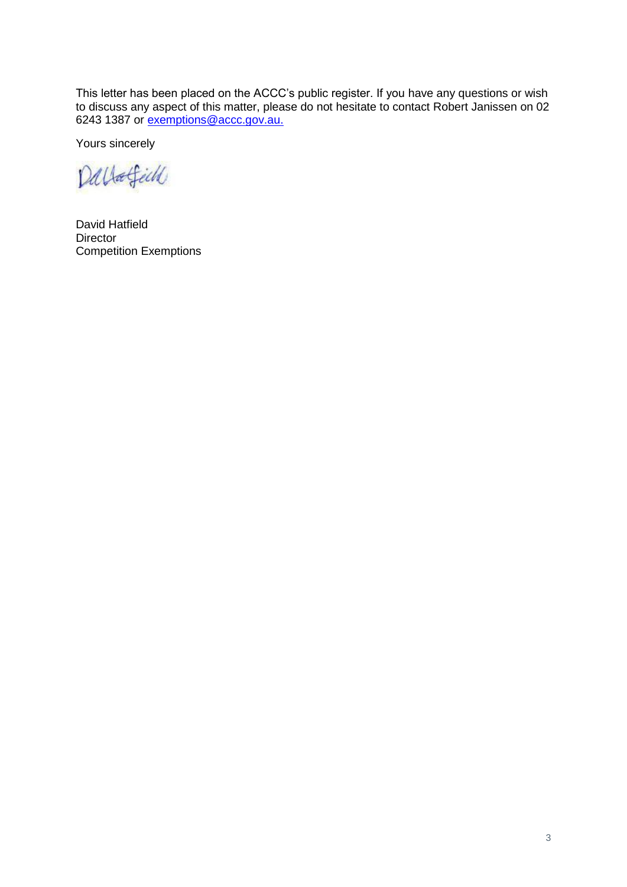This letter has been placed on the ACCC's public register. If you have any questions or wish to discuss any aspect of this matter, please do not hesitate to contact Robert Janissen on 02 6243 1387 or [exemptions@accc.gov.au.](mailto:exemptions@accc.gov.au)

Yours sincerely

David Hatfield
Director
Competition Exemptions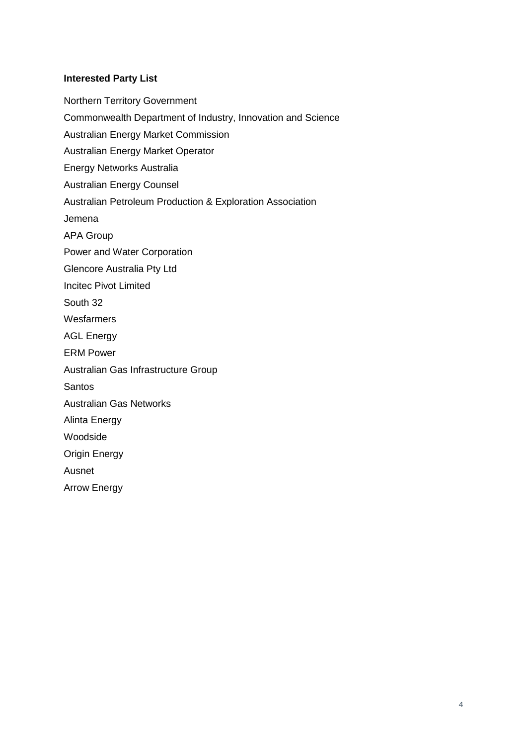**Interested Party List**

Northern Territory Government

Commonwealth Department of Industry, Innovation and Science

Australian Energy Market Commission

Australian Energy Market Operator

Energy Networks Australia

Australian Energy Counsel

Australian Petroleum Production & Exploration Association

Jemena

APA Group

Power and Water Corporation

Glencore Australia Pty Ltd

Incitec Pivot Limited

South 32

Wesfarmers

AGL Energy

ERM Power

Australian Gas Infrastructure Group

Santos

Australian Gas Networks

Alinta Energy

Woodside

Origin Energy

Ausnet

Arrow Energy